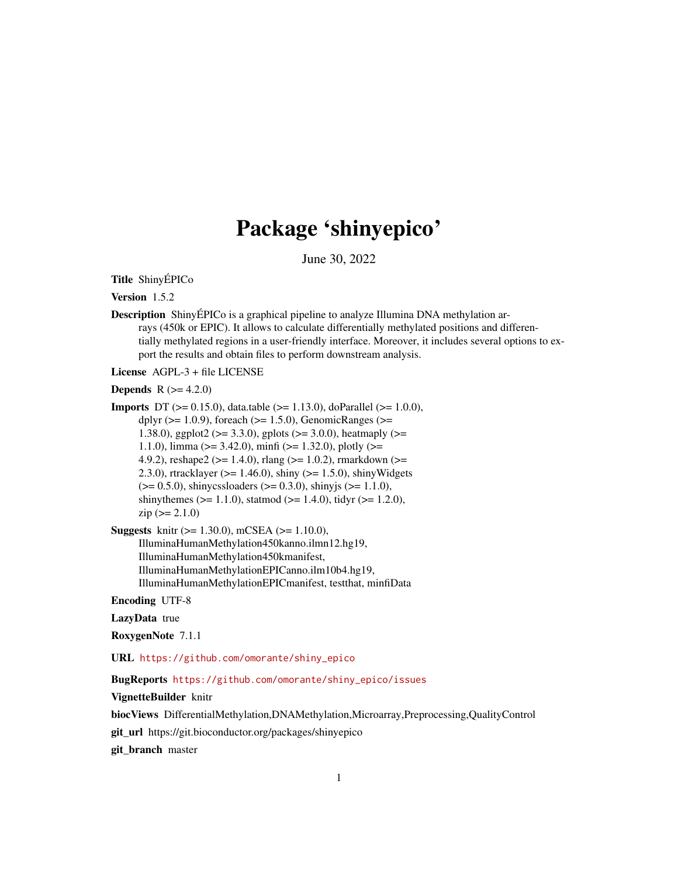# Package 'shinyepico'

June 30, 2022

**Title** ShinyÉPICo

**Version** 1.5.2

**Description** ShinyÉPICo is a graphical pipeline to analyze Illumina DNA methylation arrays (450k or EPIC). It allows to calculate differentially methylated positions and differentially methylated regions in a user-friendly interface. Moreover, it includes several options to export the results and obtain files to perform downstream analysis.

**License** AGPL-3 + file LICENSE

**Depends** R (>= 4.2.0)

**Imports** DT (>= 0.15.0), data.table (>= 1.13.0), doParallel (>= 1.0.0), dplyr (>= 1.0.9), foreach (>= 1.5.0), GenomicRanges (>= 1.38.0), ggplot2 (>= 3.3.0), gplots (>= 3.0.0), heatmaply (>= 1.1.0), limma (>= 3.42.0), minfi (>= 1.32.0), plotly (>= 4.9.2), reshape2 (>= 1.4.0), rlang (>= 1.0.2), rmarkdown (>= 2.3.0), rtracklayer (>= 1.46.0), shiny (>= 1.5.0), shinyWidgets (>= 0.5.0), shinycssloaders (>= 0.3.0), shinyjs (>= 1.1.0), shinythemes (>= 1.1.0), statmod (>= 1.4.0), tidyr (>= 1.2.0), zip (>= 2.1.0)

**Suggests** knitr (>= 1.30.0), mCSEA (>= 1.10.0), IlluminaHumanMethylation450kanno.ilmn12.hg19, IlluminaHumanMethylation450kmanifest, IlluminaHumanMethylationEPICanno.ilm10b4.hg19, IlluminaHumanMethylationEPICmanifest, testthat, minfiData

**Encoding** UTF-8

**LazyData** true

**RoxygenNote** 7.1.1

**URL** https://github.com/omorante/shiny_epico

**BugReports** https://github.com/omorante/shiny_epico/issues

**VignetteBuilder** knitr

**biocViews** DifferentialMethylation,DNAMethylation,Microarray,Preprocessing,QualityControl

**git_url** https://git.bioconductor.org/packages/shinyepico

**git_branch** master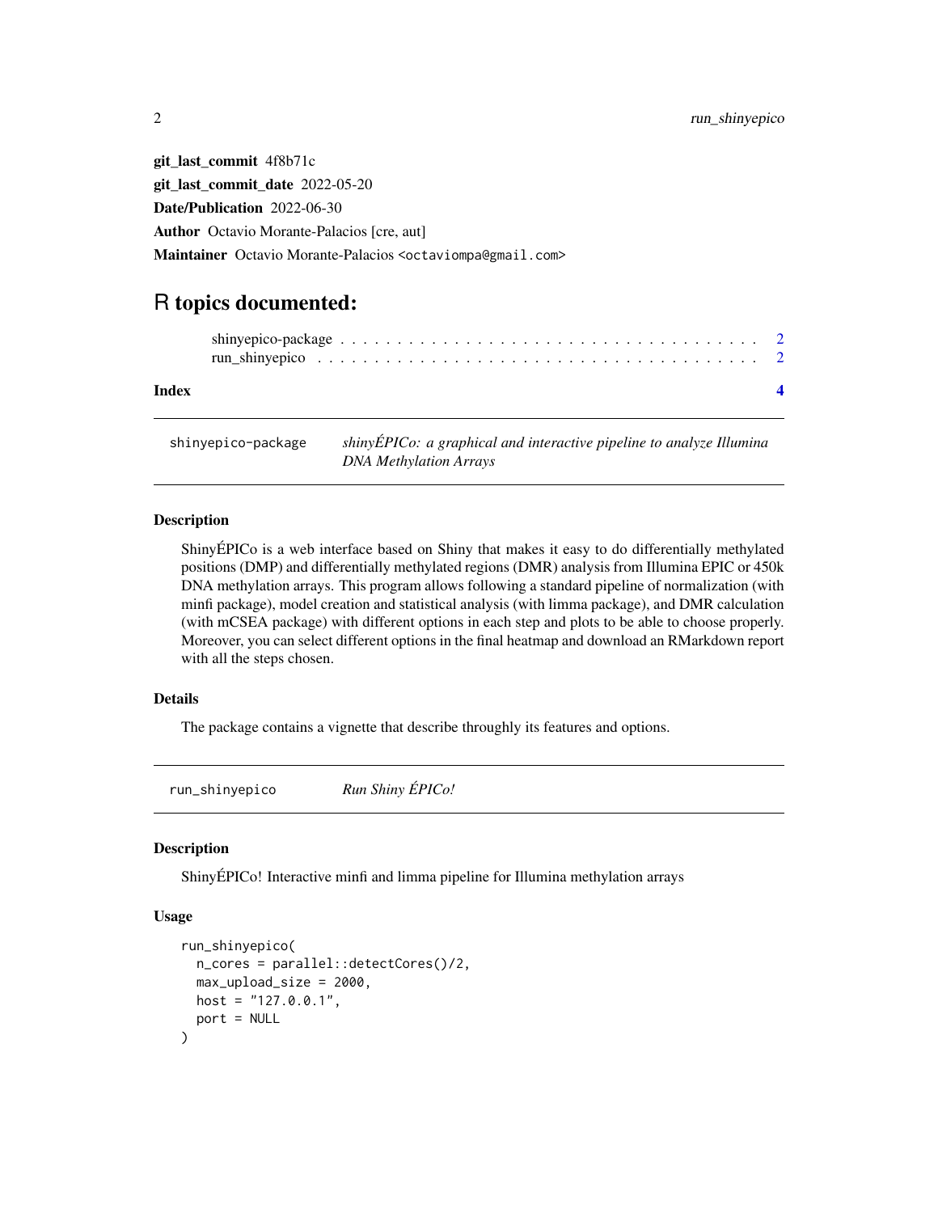**git_last_commit** 4f8b71c

**git_last_commit_date** 2022-05-20

**Date/Publication** 2022-06-30

**Author** Octavio Morante-Palacios [cre, aut]

**Maintainer** Octavio Morante-Palacios <octaviompa@gmail.com>

# R topics documented:

shinyepico-package . . . . . . . . . . . . . . . . . . . . . . . . . . . . . . . . . . . . 2
run_shinyepico . . . . . . . . . . . . . . . . . . . . . . . . . . . . . . . . . . . . . . . 2

**Index** **4**

---

## shinyepico-package — *shinyÉPICo: a graphical and interactive pipeline to analyze Illumina DNA Methylation Arrays*

### Description

ShinyÉPICo is a web interface based on Shiny that makes it easy to do differentially methylated positions (DMP) and differentially methylated regions (DMR) analysis from Illumina EPIC or 450k DNA methylation arrays. This program allows following a standard pipeline of normalization (with minfi package), model creation and statistical analysis (with limma package), and DMR calculation (with mCSEA package) with different options in each step and plots to be able to choose properly. Moreover, you can select different options in the final heatmap and download an RMarkdown report with all the steps chosen.

### Details

The package contains a vignette that describe throughly its features and options.

---

## run_shinyepico — *Run Shiny ÉPICo!*

### Description

ShinyÉPICo! Interactive minfi and limma pipeline for Illumina methylation arrays

### Usage

```
run_shinyepico(
  n_cores = parallel::detectCores()/2,
  max_upload_size = 2000,
  host = "127.0.0.1",
  port = NULL
)
```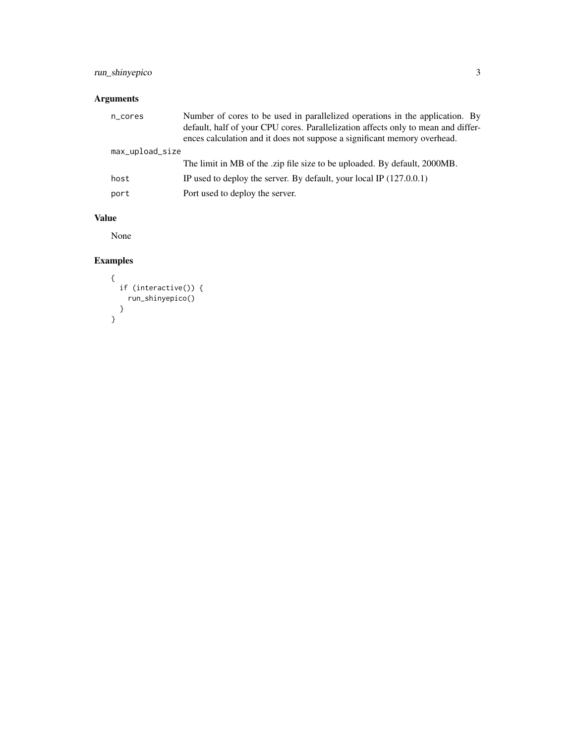## Arguments

| Argument | Description |
| --- | --- |
| n_cores | Number of cores to be used in parallelized operations in the application. By default, half of your CPU cores. Parallelization affects only to mean and differences calculation and it does not suppose a significant memory overhead. |
| max_upload_size | The limit in MB of the .zip file size to be uploaded. By default, 2000MB. |
| host | IP used to deploy the server. By default, your local IP (127.0.0.1) |
| port | Port used to deploy the server. |

## Value

None

## Examples

```
{
  if (interactive()) {
    run_shinyepico()
  }
}
```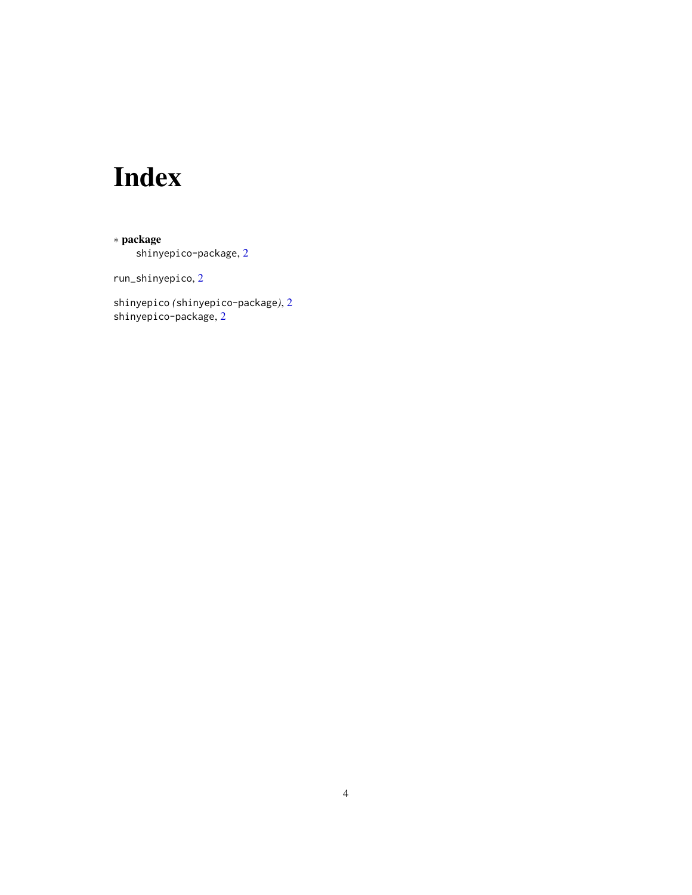# Index

∗ **package**
    shinyepico-package, 2

run_shinyepico, 2

shinyepico *(*shinyepico-package*)*, 2
shinyepico-package, 2